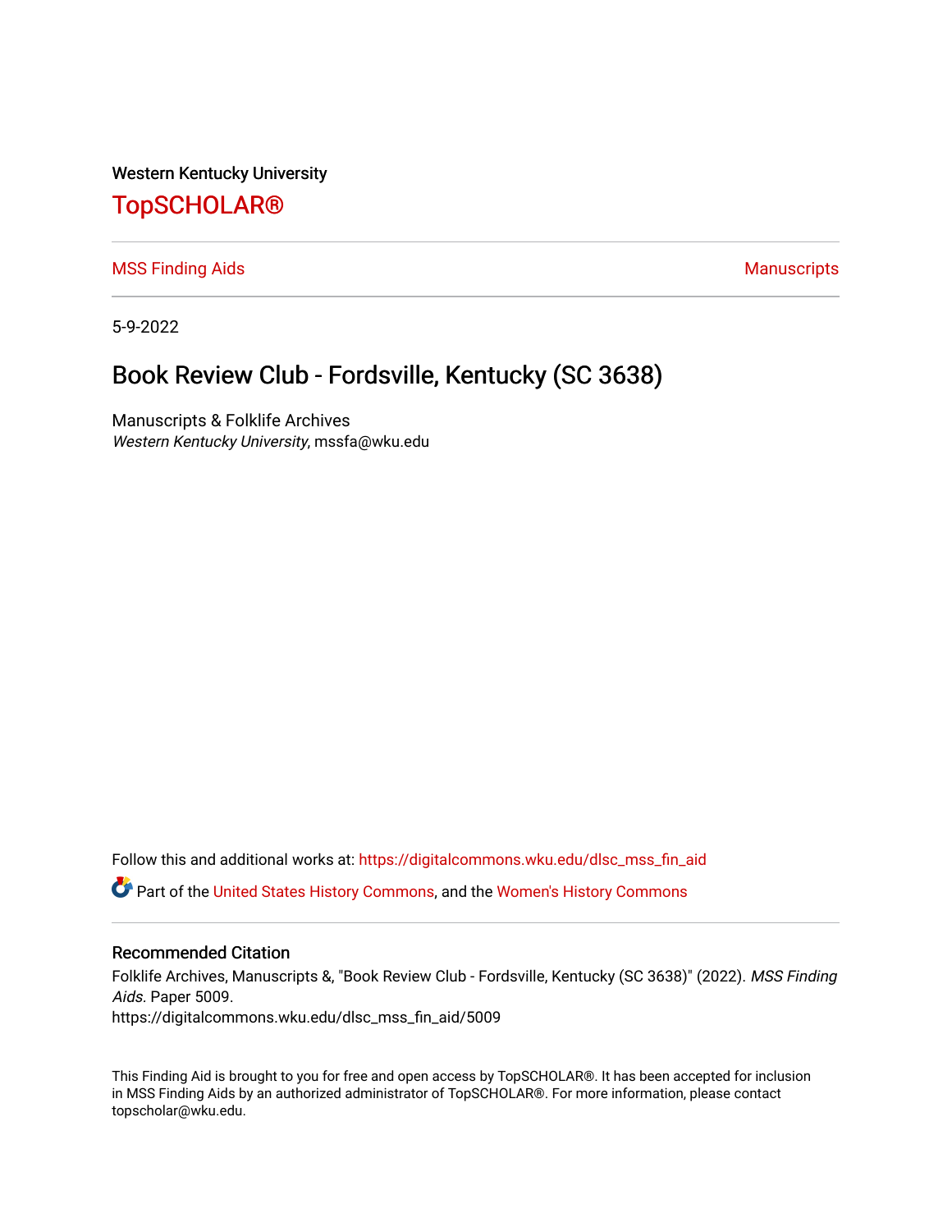Western Kentucky University

# TopSCHOLAR®

MSS Finding Aids | Manuscripts

5-9-2022

## Book Review Club - Fordsville, Kentucky (SC 3638)

Manuscripts & Folklife Archives
*Western Kentucky University*, mssfa@wku.edu

Follow this and additional works at: https://digitalcommons.wku.edu/dlsc_mss_fin_aid

Part of the United States History Commons, and the Women's History Commons

### Recommended Citation

Folklife Archives, Manuscripts &, "Book Review Club - Fordsville, Kentucky (SC 3638)" (2022). *MSS Finding Aids.* Paper 5009.
https://digitalcommons.wku.edu/dlsc_mss_fin_aid/5009

This Finding Aid is brought to you for free and open access by TopSCHOLAR®. It has been accepted for inclusion in MSS Finding Aids by an authorized administrator of TopSCHOLAR®. For more information, please contact topscholar@wku.edu.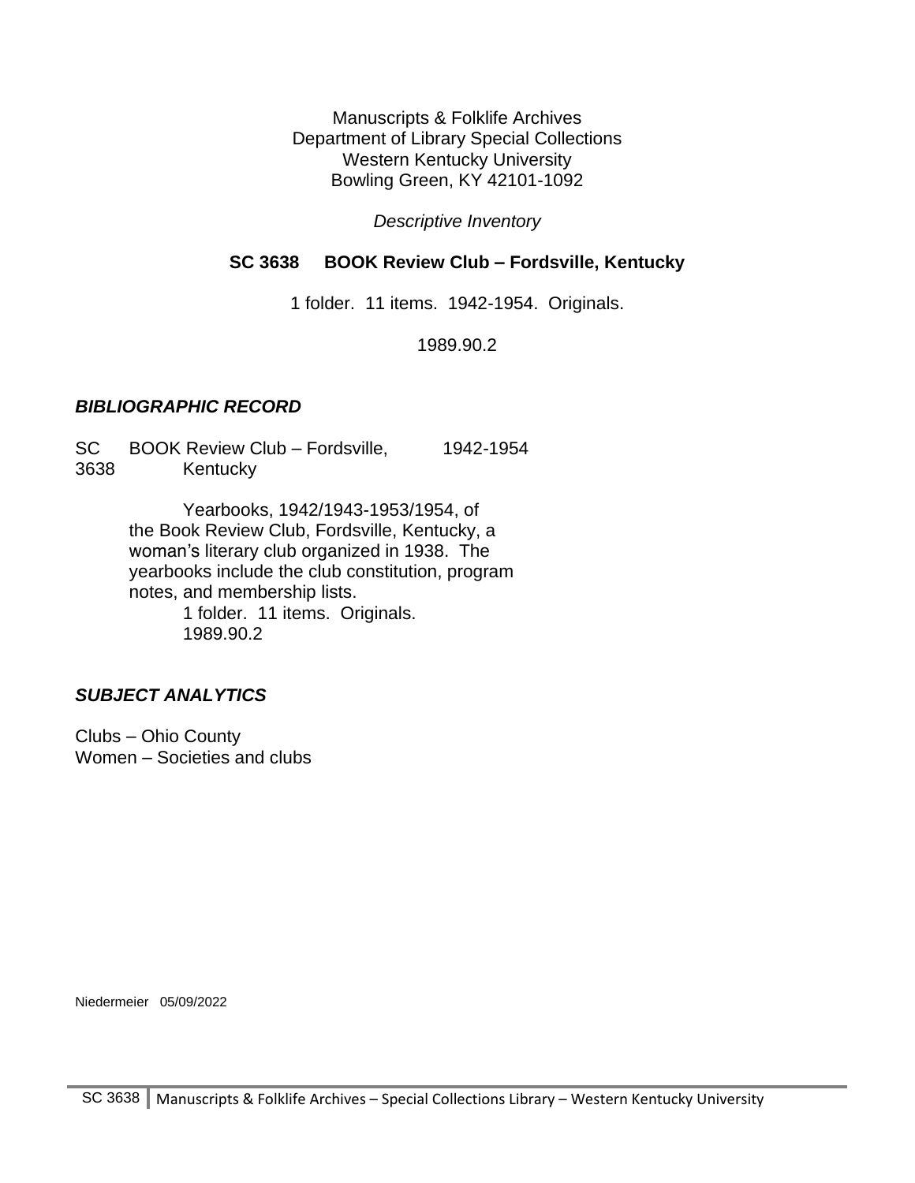Manuscripts & Folklife Archives
Department of Library Special Collections
Western Kentucky University
Bowling Green, KY 42101-1092

*Descriptive Inventory*

**SC 3638 BOOK Review Club – Fordsville, Kentucky**

1 folder. 11 items. 1942-1954. Originals.

1989.90.2

## *BIBLIOGRAPHIC RECORD*

SC 3638 BOOK Review Club – Fordsville, Kentucky 1942-1954

Yearbooks, 1942/1943-1953/1954, of the Book Review Club, Fordsville, Kentucky, a woman's literary club organized in 1938. The yearbooks include the club constitution, program notes, and membership lists.

1 folder. 11 items. Originals.
1989.90.2

## *SUBJECT ANALYTICS*

Clubs – Ohio County
Women – Societies and clubs

Niedermeier 05/09/2022